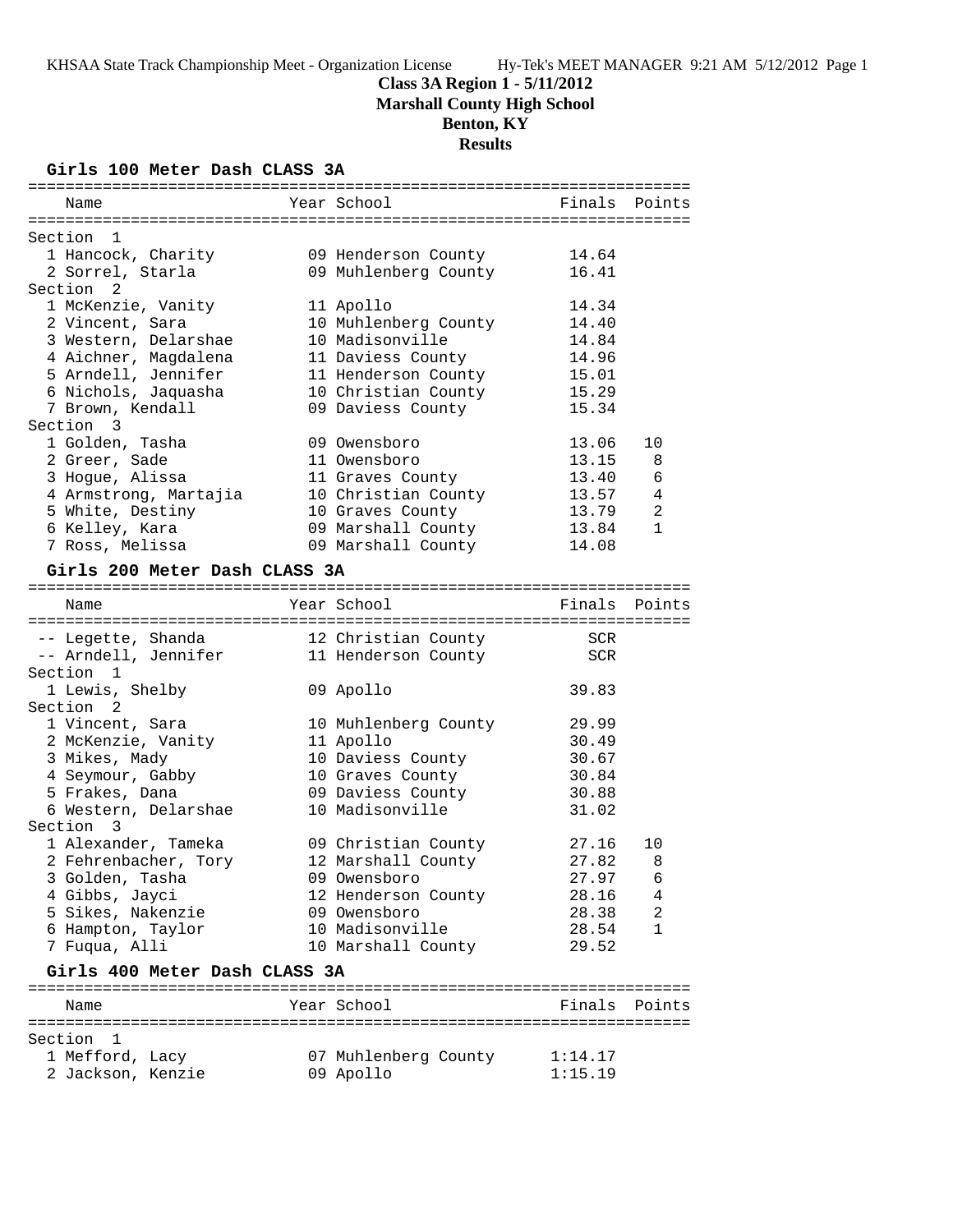**Class 3A Region 1 - 5/11/2012**
**Marshall County High School**
**Benton, KY**
**Results**

### Girls 100 Meter Dash CLASS 3A

| Name | Year | School | Finals | Points |
|---|---|---|---|---|
| **Section 1** | | | | |
| 1 Hancock, Charity | 09 | Henderson County | 14.64 | |
| 2 Sorrel, Starla | 09 | Muhlenberg County | 16.41 | |
| **Section 2** | | | | |
| 1 McKenzie, Vanity | 11 | Apollo | 14.34 | |
| 2 Vincent, Sara | 10 | Muhlenberg County | 14.40 | |
| 3 Western, Delarshae | 10 | Madisonville | 14.84 | |
| 4 Aichner, Magdalena | 11 | Daviess County | 14.96 | |
| 5 Arndell, Jennifer | 11 | Henderson County | 15.01 | |
| 6 Nichols, Jaquasha | 10 | Christian County | 15.29 | |
| 7 Brown, Kendall | 09 | Daviess County | 15.34 | |
| **Section 3** | | | | |
| 1 Golden, Tasha | 09 | Owensboro | 13.06 | 10 |
| 2 Greer, Sade | 11 | Owensboro | 13.15 | 8 |
| 3 Hogue, Alissa | 11 | Graves County | 13.40 | 6 |
| 4 Armstrong, Martajia | 10 | Christian County | 13.57 | 4 |
| 5 White, Destiny | 10 | Graves County | 13.79 | 2 |
| 6 Kelley, Kara | 09 | Marshall County | 13.84 | 1 |
| 7 Ross, Melissa | 09 | Marshall County | 14.08 | |

### Girls 200 Meter Dash CLASS 3A

| Name | Year | School | Finals | Points |
|---|---|---|---|---|
| -- Legette, Shanda | 12 | Christian County | SCR | |
| -- Arndell, Jennifer | 11 | Henderson County | SCR | |
| **Section 1** | | | | |
| 1 Lewis, Shelby | 09 | Apollo | 39.83 | |
| **Section 2** | | | | |
| 1 Vincent, Sara | 10 | Muhlenberg County | 29.99 | |
| 2 McKenzie, Vanity | 11 | Apollo | 30.49 | |
| 3 Mikes, Mady | 10 | Daviess County | 30.67 | |
| 4 Seymour, Gabby | 10 | Graves County | 30.84 | |
| 5 Frakes, Dana | 09 | Daviess County | 30.88 | |
| 6 Western, Delarshae | 10 | Madisonville | 31.02 | |
| **Section 3** | | | | |
| 1 Alexander, Tameka | 09 | Christian County | 27.16 | 10 |
| 2 Fehrenbacher, Tory | 12 | Marshall County | 27.82 | 8 |
| 3 Golden, Tasha | 09 | Owensboro | 27.97 | 6 |
| 4 Gibbs, Jayci | 12 | Henderson County | 28.16 | 4 |
| 5 Sikes, Nakenzie | 09 | Owensboro | 28.38 | 2 |
| 6 Hampton, Taylor | 10 | Madisonville | 28.54 | 1 |
| 7 Fuqua, Alli | 10 | Marshall County | 29.52 | |

### Girls 400 Meter Dash CLASS 3A

| Name | Year | School | Finals | Points |
|---|---|---|---|---|
| **Section 1** | | | | |
| 1 Mefford, Lacy | 07 | Muhlenberg County | 1:14.17 | |
| 2 Jackson, Kenzie | 09 | Apollo | 1:15.19 | |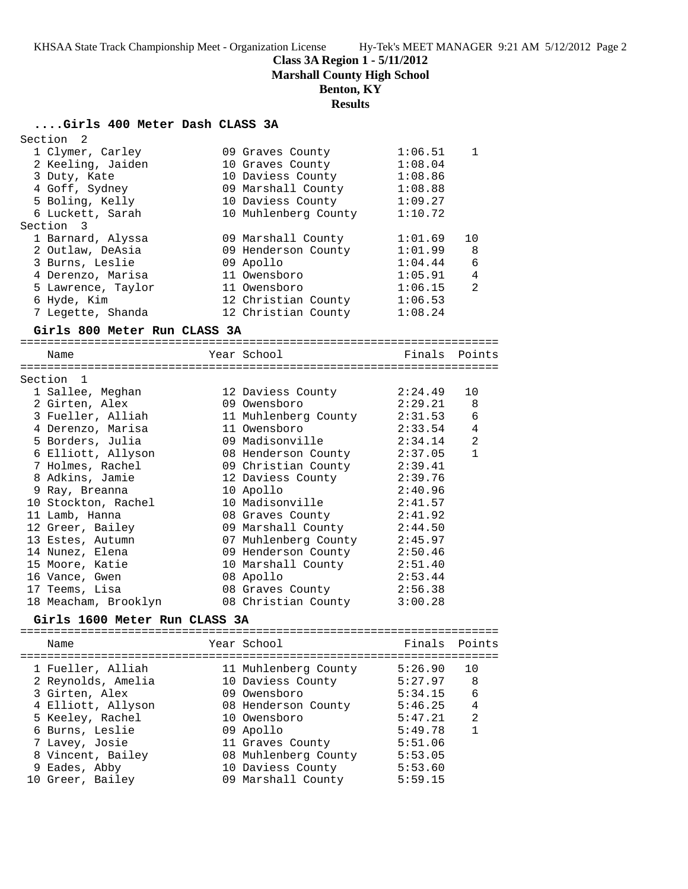**Class 3A Region 1 - 5/11/2012**
**Marshall County High School**
**Benton, KY**
**Results**

### ....Girls 400 Meter Dash CLASS 3A

| Place | Name | Year | School | Finals | Points |
|---|---|---|---|---|---|
| **Section 2** | | | | | |
| 1 | Clymer, Carley | 09 | Graves County | 1:06.51 | 1 |
| 2 | Keeling, Jaiden | 10 | Graves County | 1:08.04 | |
| 3 | Duty, Kate | 10 | Daviess County | 1:08.86 | |
| 4 | Goff, Sydney | 09 | Marshall County | 1:08.88 | |
| 5 | Boling, Kelly | 10 | Daviess County | 1:09.27 | |
| 6 | Luckett, Sarah | 10 | Muhlenberg County | 1:10.72 | |
| **Section 3** | | | | | |
| 1 | Barnard, Alyssa | 09 | Marshall County | 1:01.69 | 10 |
| 2 | Outlaw, DeAsia | 09 | Henderson County | 1:01.99 | 8 |
| 3 | Burns, Leslie | 09 | Apollo | 1:04.44 | 6 |
| 4 | Derenzo, Marisa | 11 | Owensboro | 1:05.91 | 4 |
| 5 | Lawrence, Taylor | 11 | Owensboro | 1:06.15 | 2 |
| 6 | Hyde, Kim | 12 | Christian County | 1:06.53 | |
| 7 | Legette, Shanda | 12 | Christian County | 1:08.24 | |

### Girls 800 Meter Run CLASS 3A

| Place | Name | Year | School | Finals | Points |
|---|---|---|---|---|---|
| **Section 1** | | | | | |
| 1 | Sallee, Meghan | 12 | Daviess County | 2:24.49 | 10 |
| 2 | Girten, Alex | 09 | Owensboro | 2:29.21 | 8 |
| 3 | Fueller, Alliah | 11 | Muhlenberg County | 2:31.53 | 6 |
| 4 | Derenzo, Marisa | 11 | Owensboro | 2:33.54 | 4 |
| 5 | Borders, Julia | 09 | Madisonville | 2:34.14 | 2 |
| 6 | Elliott, Allyson | 08 | Henderson County | 2:37.05 | 1 |
| 7 | Holmes, Rachel | 09 | Christian County | 2:39.41 | |
| 8 | Adkins, Jamie | 12 | Daviess County | 2:39.76 | |
| 9 | Ray, Breanna | 10 | Apollo | 2:40.96 | |
| 10 | Stockton, Rachel | 10 | Madisonville | 2:41.57 | |
| 11 | Lamb, Hanna | 08 | Graves County | 2:41.92 | |
| 12 | Greer, Bailey | 09 | Marshall County | 2:44.50 | |
| 13 | Estes, Autumn | 07 | Muhlenberg County | 2:45.97 | |
| 14 | Nunez, Elena | 09 | Henderson County | 2:50.46 | |
| 15 | Moore, Katie | 10 | Marshall County | 2:51.40 | |
| 16 | Vance, Gwen | 08 | Apollo | 2:53.44 | |
| 17 | Teems, Lisa | 08 | Graves County | 2:56.38 | |
| 18 | Meacham, Brooklyn | 08 | Christian County | 3:00.28 | |

### Girls 1600 Meter Run CLASS 3A

| Place | Name | Year | School | Finals | Points |
|---|---|---|---|---|---|
| 1 | Fueller, Alliah | 11 | Muhlenberg County | 5:26.90 | 10 |
| 2 | Reynolds, Amelia | 10 | Daviess County | 5:27.97 | 8 |
| 3 | Girten, Alex | 09 | Owensboro | 5:34.15 | 6 |
| 4 | Elliott, Allyson | 08 | Henderson County | 5:46.25 | 4 |
| 5 | Keeley, Rachel | 10 | Owensboro | 5:47.21 | 2 |
| 6 | Burns, Leslie | 09 | Apollo | 5:49.78 | 1 |
| 7 | Lavey, Josie | 11 | Graves County | 5:51.06 | |
| 8 | Vincent, Bailey | 08 | Muhlenberg County | 5:53.05 | |
| 9 | Eades, Abby | 10 | Daviess County | 5:53.60 | |
| 10 | Greer, Bailey | 09 | Marshall County | 5:59.15 | |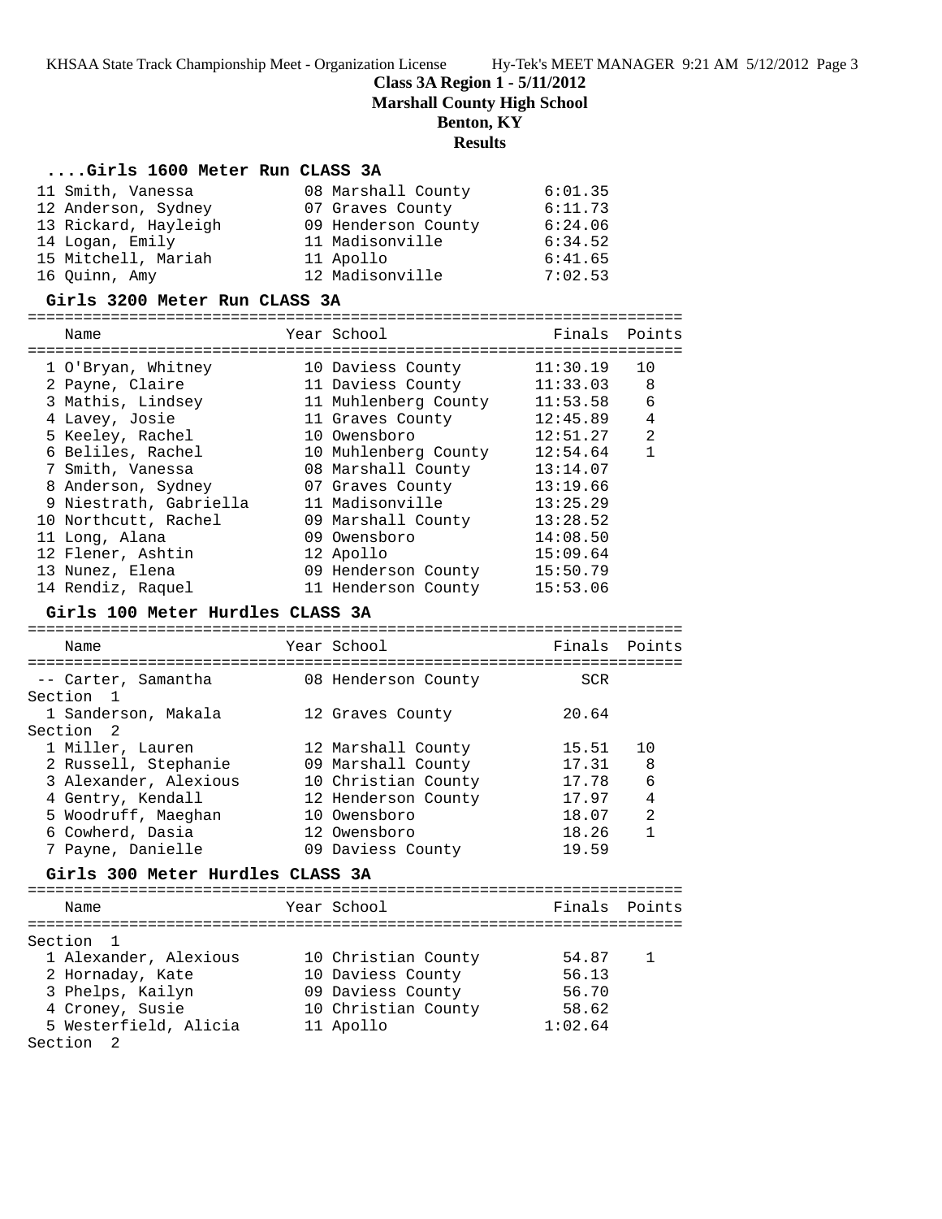**Class 3A Region 1 - 5/11/2012**
**Marshall County High School**
**Benton, KY**
**Results**

### ....Girls 1600 Meter Run CLASS 3A

| Place | Name | Year | School | Finals | Points |
|---|---|---|---|---|---|
| 11 | Smith, Vanessa | 08 | Marshall County | 6:01.35 | |
| 12 | Anderson, Sydney | 07 | Graves County | 6:11.73 | |
| 13 | Rickard, Hayleigh | 09 | Henderson County | 6:24.06 | |
| 14 | Logan, Emily | 11 | Madisonville | 6:34.52 | |
| 15 | Mitchell, Mariah | 11 | Apollo | 6:41.65 | |
| 16 | Quinn, Amy | 12 | Madisonville | 7:02.53 | |

### Girls 3200 Meter Run CLASS 3A

| Place | Name | Year | School | Finals | Points |
|---|---|---|---|---|---|
| 1 | O'Bryan, Whitney | 10 | Daviess County | 11:30.19 | 10 |
| 2 | Payne, Claire | 11 | Daviess County | 11:33.03 | 8 |
| 3 | Mathis, Lindsey | 11 | Muhlenberg County | 11:53.58 | 6 |
| 4 | Lavey, Josie | 11 | Graves County | 12:45.89 | 4 |
| 5 | Keeley, Rachel | 10 | Owensboro | 12:51.27 | 2 |
| 6 | Beliles, Rachel | 10 | Muhlenberg County | 12:54.64 | 1 |
| 7 | Smith, Vanessa | 08 | Marshall County | 13:14.07 | |
| 8 | Anderson, Sydney | 07 | Graves County | 13:19.66 | |
| 9 | Niestrath, Gabriella | 11 | Madisonville | 13:25.29 | |
| 10 | Northcutt, Rachel | 09 | Marshall County | 13:28.52 | |
| 11 | Long, Alana | 09 | Owensboro | 14:08.50 | |
| 12 | Flener, Ashtin | 12 | Apollo | 15:09.64 | |
| 13 | Nunez, Elena | 09 | Henderson County | 15:50.79 | |
| 14 | Rendiz, Raquel | 11 | Henderson County | 15:53.06 | |

### Girls 100 Meter Hurdles CLASS 3A

| Place | Name | Year | School | Finals | Points |
|---|---|---|---|---|---|
| -- | Carter, Samantha | 08 | Henderson County | SCR | |
| **Section 1** | | | | | |
| 1 | Sanderson, Makala | 12 | Graves County | 20.64 | |
| **Section 2** | | | | | |
| 1 | Miller, Lauren | 12 | Marshall County | 15.51 | 10 |
| 2 | Russell, Stephanie | 09 | Marshall County | 17.31 | 8 |
| 3 | Alexander, Alexious | 10 | Christian County | 17.78 | 6 |
| 4 | Gentry, Kendall | 12 | Henderson County | 17.97 | 4 |
| 5 | Woodruff, Maeghan | 10 | Owensboro | 18.07 | 2 |
| 6 | Cowherd, Dasia | 12 | Owensboro | 18.26 | 1 |
| 7 | Payne, Danielle | 09 | Daviess County | 19.59 | |

### Girls 300 Meter Hurdles CLASS 3A

| Place | Name | Year | School | Finals | Points |
|---|---|---|---|---|---|
| **Section 1** | | | | | |
| 1 | Alexander, Alexious | 10 | Christian County | 54.87 | 1 |
| 2 | Hornaday, Kate | 10 | Daviess County | 56.13 | |
| 3 | Phelps, Kailyn | 09 | Daviess County | 56.70 | |
| 4 | Croney, Susie | 10 | Christian County | 58.62 | |
| 5 | Westerfield, Alicia | 11 | Apollo | 1:02.64 | |
| **Section 2** | | | | | |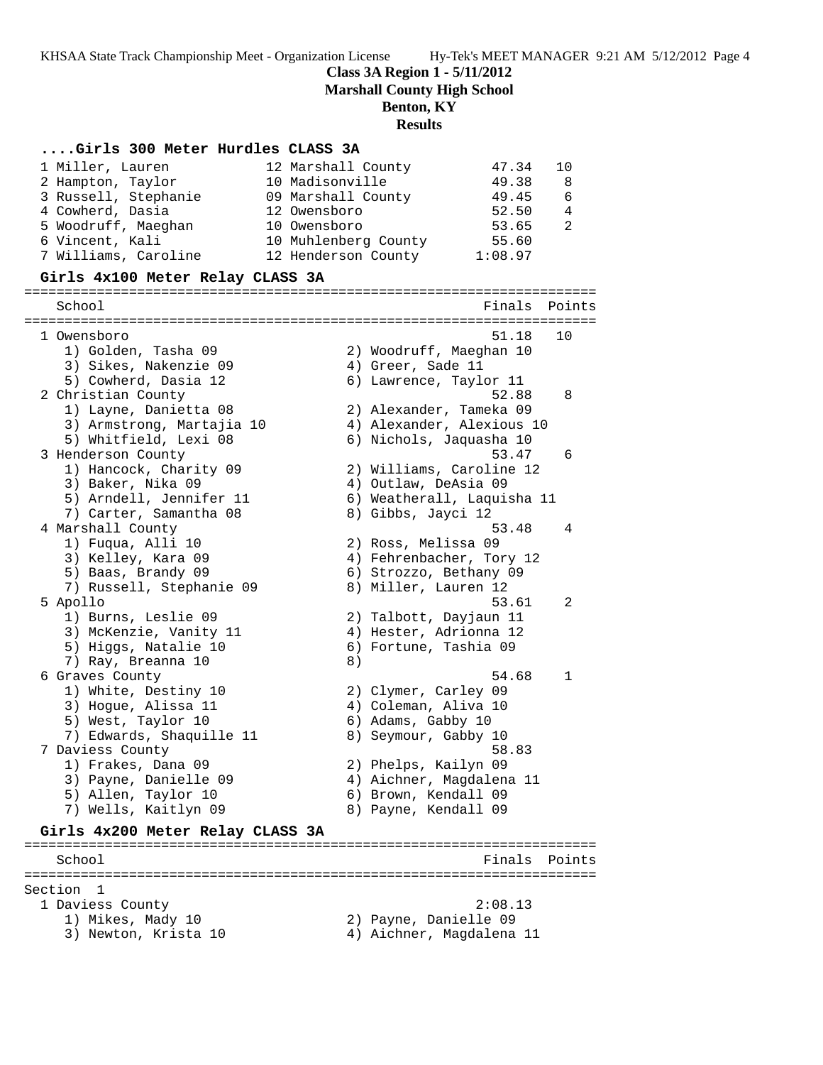**Class 3A Region 1 - 5/11/2012**
**Marshall County High School**
**Benton, KY**
**Results**

### ....Girls 300 Meter Hurdles CLASS 3A

| Place | Name | Year | School | Finals | Points |
|---|---|---|---|---|---|
| 1 | Miller, Lauren | 12 | Marshall County | 47.34 | 10 |
| 2 | Hampton, Taylor | 10 | Madisonville | 49.38 | 8 |
| 3 | Russell, Stephanie | 09 | Marshall County | 49.45 | 6 |
| 4 | Cowherd, Dasia | 12 | Owensboro | 52.50 | 4 |
| 5 | Woodruff, Maeghan | 10 | Owensboro | 53.65 | 2 |
| 6 | Vincent, Kali | 10 | Muhlenberg County | 55.60 | |
| 7 | Williams, Caroline | 12 | Henderson County | 1:08.97 | |

### Girls 4x100 Meter Relay CLASS 3A

| Place | School | Finals | Points |
|---|---|---|---|
| 1 | Owensboro | 51.18 | 10 |
| | 1) Golden, Tasha 09; 2) Woodruff, Maeghan 10; 3) Sikes, Nakenzie 09; 4) Greer, Sade 11; 5) Cowherd, Dasia 12; 6) Lawrence, Taylor 11 | | |
| 2 | Christian County | 52.88 | 8 |
| | 1) Layne, Danietta 08; 2) Alexander, Tameka 09; 3) Armstrong, Martajia 10; 4) Alexander, Alexious 10; 5) Whitfield, Lexi 08; 6) Nichols, Jaquasha 10 | | |
| 3 | Henderson County | 53.47 | 6 |
| | 1) Hancock, Charity 09; 2) Williams, Caroline 12; 3) Baker, Nika 09; 4) Outlaw, DeAsia 09; 5) Arndell, Jennifer 11; 6) Weatherall, Laquisha 11; 7) Carter, Samantha 08; 8) Gibbs, Jayci 12 | | |
| 4 | Marshall County | 53.48 | 4 |
| | 1) Fuqua, Alli 10; 2) Ross, Melissa 09; 3) Kelley, Kara 09; 4) Fehrenbacher, Tory 12; 5) Baas, Brandy 09; 6) Strozzo, Bethany 09; 7) Russell, Stephanie 09; 8) Miller, Lauren 12 | | |
| 5 | Apollo | 53.61 | 2 |
| | 1) Burns, Leslie 09; 2) Talbott, Dayjaun 11; 3) McKenzie, Vanity 11; 4) Hester, Adrionna 12; 5) Higgs, Natalie 10; 6) Fortune, Tashia 09; 7) Ray, Breanna 10; 8) | | |
| 6 | Graves County | 54.68 | 1 |
| | 1) White, Destiny 10; 2) Clymer, Carley 09; 3) Hogue, Alissa 11; 4) Coleman, Aliva 10; 5) West, Taylor 10; 6) Adams, Gabby 10; 7) Edwards, Shaquille 11; 8) Seymour, Gabby 10 | | |
| 7 | Daviess County | 58.83 | |
| | 1) Frakes, Dana 09; 2) Phelps, Kailyn 09; 3) Payne, Danielle 09; 4) Aichner, Magdalena 11; 5) Allen, Taylor 10; 6) Brown, Kendall 09; 7) Wells, Kaitlyn 09; 8) Payne, Kendall 09 | | |

### Girls 4x200 Meter Relay CLASS 3A

Section 1

| Place | School | Finals | Points |
|---|---|---|---|
| 1 | Daviess County | 2:08.13 | |
| | 1) Mikes, Mady 10; 2) Payne, Danielle 09; 3) Newton, Krista 10; 4) Aichner, Magdalena 11 | | |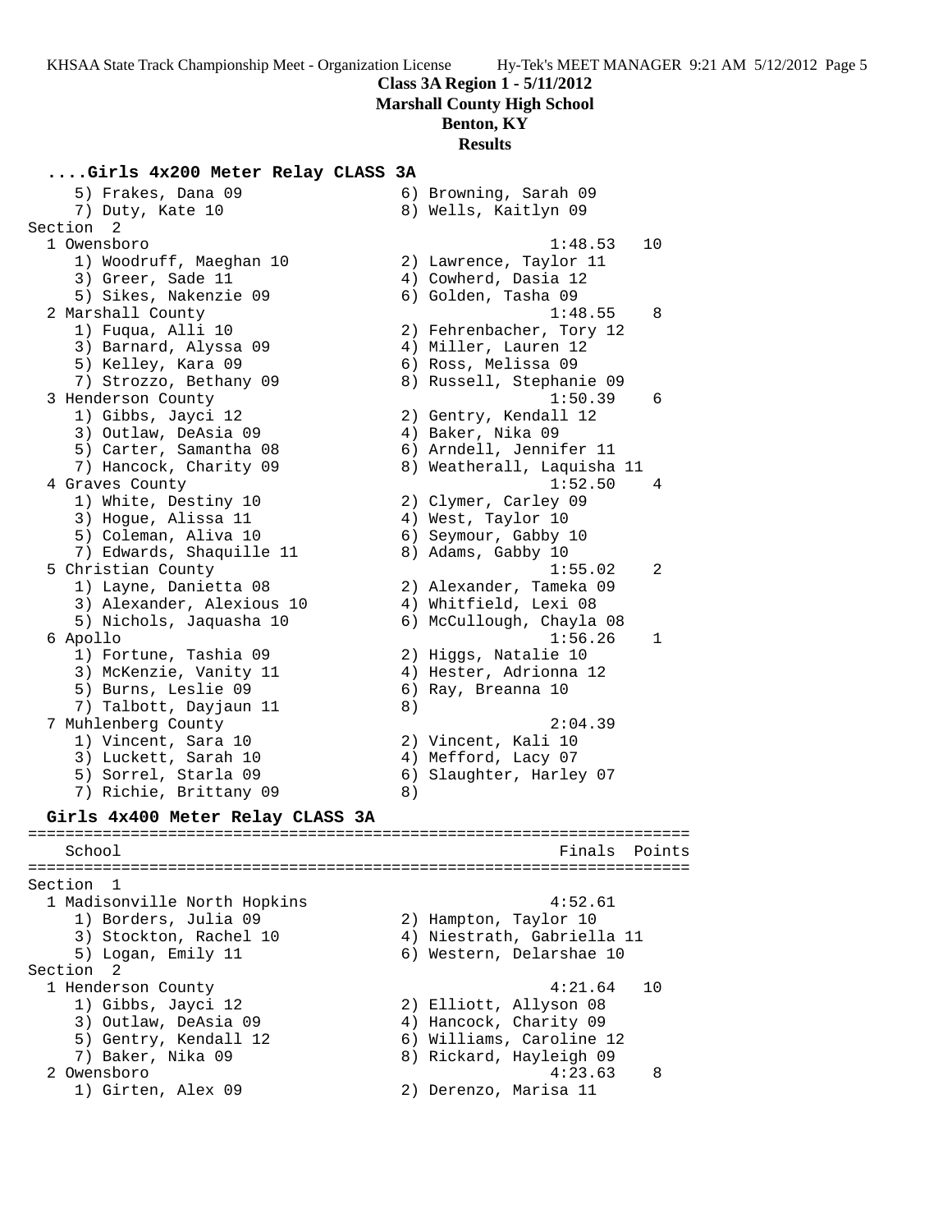**Class 3A Region 1 - 5/11/2012**
**Marshall County High School**
**Benton, KY**
**Results**

```
....Girls 4x200 Meter Relay CLASS 3A
    5) Frakes, Dana 09                 6) Browning, Sarah 09
    7) Duty, Kate 10                   8) Wells, Kaitlyn 09
Section  2
  1 Owensboro                                         1:48.53   10
    1) Woodruff, Maeghan 10            2) Lawrence, Taylor 11
    3) Greer, Sade 11                  4) Cowherd, Dasia 12
    5) Sikes, Nakenzie 09              6) Golden, Tasha 09
  2 Marshall County                                   1:48.55    8
    1) Fuqua, Alli 10                  2) Fehrenbacher, Tory 12
    3) Barnard, Alyssa 09              4) Miller, Lauren 12
    5) Kelley, Kara 09                 6) Ross, Melissa 09
    7) Strozzo, Bethany 09             8) Russell, Stephanie 09
  3 Henderson County                                  1:50.39    6
    1) Gibbs, Jayci 12                 2) Gentry, Kendall 12
    3) Outlaw, DeAsia 09               4) Baker, Nika 09
    5) Carter, Samantha 08             6) Arndell, Jennifer 11
    7) Hancock, Charity 09             8) Weatherall, Laquisha 11
  4 Graves County                                     1:52.50    4
    1) White, Destiny 10               2) Clymer, Carley 09
    3) Hogue, Alissa 11                4) West, Taylor 10
    5) Coleman, Aliva 10               6) Seymour, Gabby 10
    7) Edwards, Shaquille 11           8) Adams, Gabby 10
  5 Christian County                                  1:55.02    2
    1) Layne, Danietta 08              2) Alexander, Tameka 09
    3) Alexander, Alexious 10          4) Whitfield, Lexi 08
    5) Nichols, Jaquasha 10            6) McCullough, Chayla 08
  6 Apollo                                            1:56.26    1
    1) Fortune, Tashia 09              2) Higgs, Natalie 10
    3) McKenzie, Vanity 11             4) Hester, Adrionna 12
    5) Burns, Leslie 09                6) Ray, Breanna 10
    7) Talbott, Dayjaun 11             8)
  7 Muhlenberg County                                 2:04.39
    1) Vincent, Sara 10                2) Vincent, Kali 10
    3) Luckett, Sarah 10               4) Mefford, Lacy 07
    5) Sorrel, Starla 09               6) Slaughter, Harley 07
    7) Richie, Brittany 09             8)

Girls 4x400 Meter Relay CLASS 3A
===================================================================
    School                                            Finals  Points
===================================================================
Section  1
  1 Madisonville North Hopkins                        4:52.61
    1) Borders, Julia 09               2) Hampton, Taylor 10
    3) Stockton, Rachel 10             4) Niestrath, Gabriella 11
    5) Logan, Emily 11                 6) Western, Delarshae 10
Section  2
  1 Henderson County                                  4:21.64   10
    1) Gibbs, Jayci 12                 2) Elliott, Allyson 08
    3) Outlaw, DeAsia 09               4) Hancock, Charity 09
    5) Gentry, Kendall 12              6) Williams, Caroline 12
    7) Baker, Nika 09                  8) Rickard, Hayleigh 09
  2 Owensboro                                         4:23.63    8
    1) Girten, Alex 09                 2) Derenzo, Marisa 11
```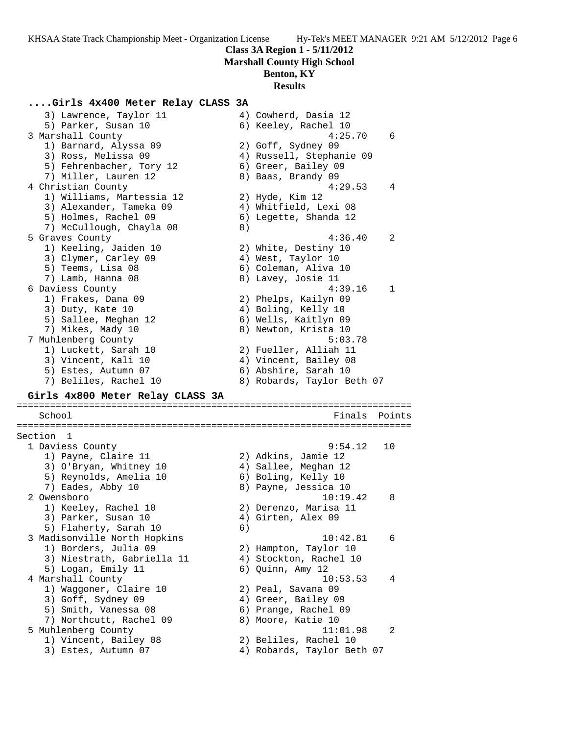**Class 3A Region 1 - 5/11/2012**
**Marshall County High School**
**Benton, KY**
**Results**

```
....Girls 4x400 Meter Relay CLASS 3A
    3) Lawrence, Taylor 11            4) Cowherd, Dasia 12
    5) Parker, Susan 10               6) Keeley, Rachel 10
  3 Marshall County                              4:25.70    6
    1) Barnard, Alyssa 09             2) Goff, Sydney 09
    3) Ross, Melissa 09               4) Russell, Stephanie 09
    5) Fehrenbacher, Tory 12          6) Greer, Bailey 09
    7) Miller, Lauren 12              8) Baas, Brandy 09
  4 Christian County                             4:29.53    4
    1) Williams, Martessia 12         2) Hyde, Kim 12
    3) Alexander, Tameka 09           4) Whitfield, Lexi 08
    5) Holmes, Rachel 09              6) Legette, Shanda 12
    7) McCullough, Chayla 08          8)
  5 Graves County                                4:36.40    2
    1) Keeling, Jaiden 10             2) White, Destiny 10
    3) Clymer, Carley 09              4) West, Taylor 10
    5) Teems, Lisa 08                 6) Coleman, Aliva 10
    7) Lamb, Hanna 08                 8) Lavey, Josie 11
  6 Daviess County                               4:39.16    1
    1) Frakes, Dana 09                2) Phelps, Kailyn 09
    3) Duty, Kate 10                  4) Boling, Kelly 10
    5) Sallee, Meghan 12              6) Wells, Kaitlyn 09
    7) Mikes, Mady 10                 8) Newton, Krista 10
  7 Muhlenberg County                            5:03.78
    1) Luckett, Sarah 10              2) Fueller, Alliah 11
    3) Vincent, Kali 10               4) Vincent, Bailey 08
    5) Estes, Autumn 07               6) Abshire, Sarah 10
    7) Beliles, Rachel 10             8) Robards, Taylor Beth 07

Girls 4x800 Meter Relay CLASS 3A
=======================================================================
    School                                            Finals  Points
=======================================================================
Section  1
  1 Daviess County                               9:54.12   10
    1) Payne, Claire 11               2) Adkins, Jamie 12
    3) O'Bryan, Whitney 10            4) Sallee, Meghan 12
    5) Reynolds, Amelia 10            6) Boling, Kelly 10
    7) Eades, Abby 10                 8) Payne, Jessica 10
  2 Owensboro                                   10:19.42    8
    1) Keeley, Rachel 10              2) Derenzo, Marisa 11
    3) Parker, Susan 10               4) Girten, Alex 09
    5) Flaherty, Sarah 10             6)
  3 Madisonville North Hopkins                  10:42.81    6
    1) Borders, Julia 09              2) Hampton, Taylor 10
    3) Niestrath, Gabriella 11        4) Stockton, Rachel 10
    5) Logan, Emily 11                6) Quinn, Amy 12
  4 Marshall County                             10:53.53    4
    1) Waggoner, Claire 10            2) Peal, Savana 09
    3) Goff, Sydney 09                4) Greer, Bailey 09
    5) Smith, Vanessa 08              6) Prange, Rachel 09
    7) Northcutt, Rachel 09           8) Moore, Katie 10
  5 Muhlenberg County                           11:01.98    2
    1) Vincent, Bailey 08             2) Beliles, Rachel 10
    3) Estes, Autumn 07               4) Robards, Taylor Beth 07
```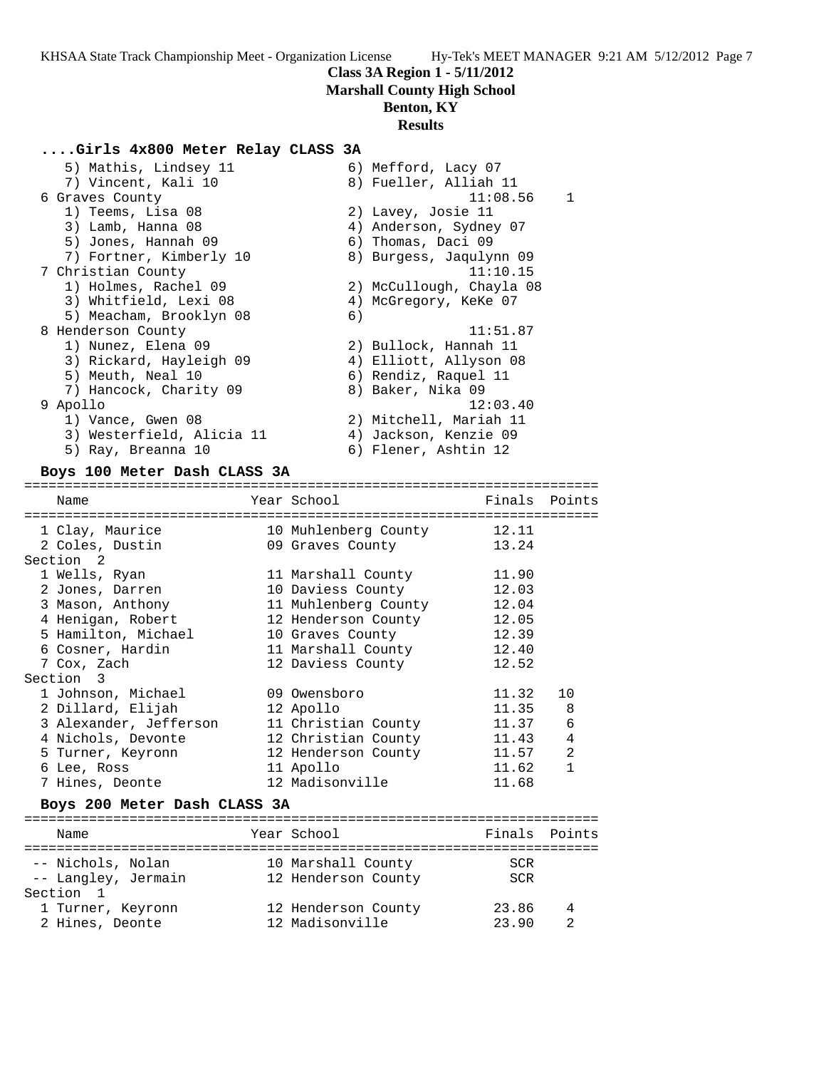**Class 3A Region 1 - 5/11/2012**
**Marshall County High School**
**Benton, KY**
**Results**

### ....Girls 4x800 Meter Relay CLASS 3A

```
   5) Mathis, Lindsey 11              6) Mefford, Lacy 07
   7) Vincent, Kali 10                8) Fueller, Alliah 11
 6 Graves County                                11:08.56    1
   1) Teems, Lisa 08                  2) Lavey, Josie 11
   3) Lamb, Hanna 08                  4) Anderson, Sydney 07
   5) Jones, Hannah 09                6) Thomas, Daci 09
   7) Fortner, Kimberly 10            8) Burgess, Jaqulynn 09
 7 Christian County                             11:10.15
   1) Holmes, Rachel 09               2) McCullough, Chayla 08
   3) Whitfield, Lexi 08              4) McGregory, KeKe 07
   5) Meacham, Brooklyn 08            6)
 8 Henderson County                             11:51.87
   1) Nunez, Elena 09                 2) Bullock, Hannah 11
   3) Rickard, Hayleigh 09            4) Elliott, Allyson 08
   5) Meuth, Neal 10                  6) Rendiz, Raquel 11
   7) Hancock, Charity 09             8) Baker, Nika 09
 9 Apollo                                       12:03.40
   1) Vance, Gwen 08                  2) Mitchell, Mariah 11
   3) Westerfield, Alicia 11          4) Jackson, Kenzie 09
   5) Ray, Breanna 10                 6) Flener, Ashtin 12
```

### Boys 100 Meter Dash CLASS 3A

```
======================================================================
    Name                    Year School                  Finals  Points
======================================================================
  1 Clay, Maurice           10 Muhlenberg County       12.11
  2 Coles, Dustin           09 Graves County           13.24
Section  2
  1 Wells, Ryan             11 Marshall County         11.90
  2 Jones, Darren           10 Daviess County          12.03
  3 Mason, Anthony          11 Muhlenberg County       12.04
  4 Henigan, Robert         12 Henderson County        12.05
  5 Hamilton, Michael       10 Graves County           12.39
  6 Cosner, Hardin          11 Marshall County         12.40
  7 Cox, Zach               12 Daviess County          12.52
Section  3
  1 Johnson, Michael        09 Owensboro               11.32   10
  2 Dillard, Elijah         12 Apollo                  11.35    8
  3 Alexander, Jefferson    11 Christian County        11.37    6
  4 Nichols, Devonte        12 Christian County        11.43    4
  5 Turner, Keyronn         12 Henderson County        11.57    2
  6 Lee, Ross               11 Apollo                  11.62    1
  7 Hines, Deonte           12 Madisonville            11.68
```

### Boys 200 Meter Dash CLASS 3A

```
======================================================================
    Name                    Year School                  Finals  Points
======================================================================
 -- Nichols, Nolan          10 Marshall County           SCR
 -- Langley, Jermain        12 Henderson County          SCR
Section  1
  1 Turner, Keyronn         12 Henderson County        23.86    4
  2 Hines, Deonte           12 Madisonville            23.90    2
```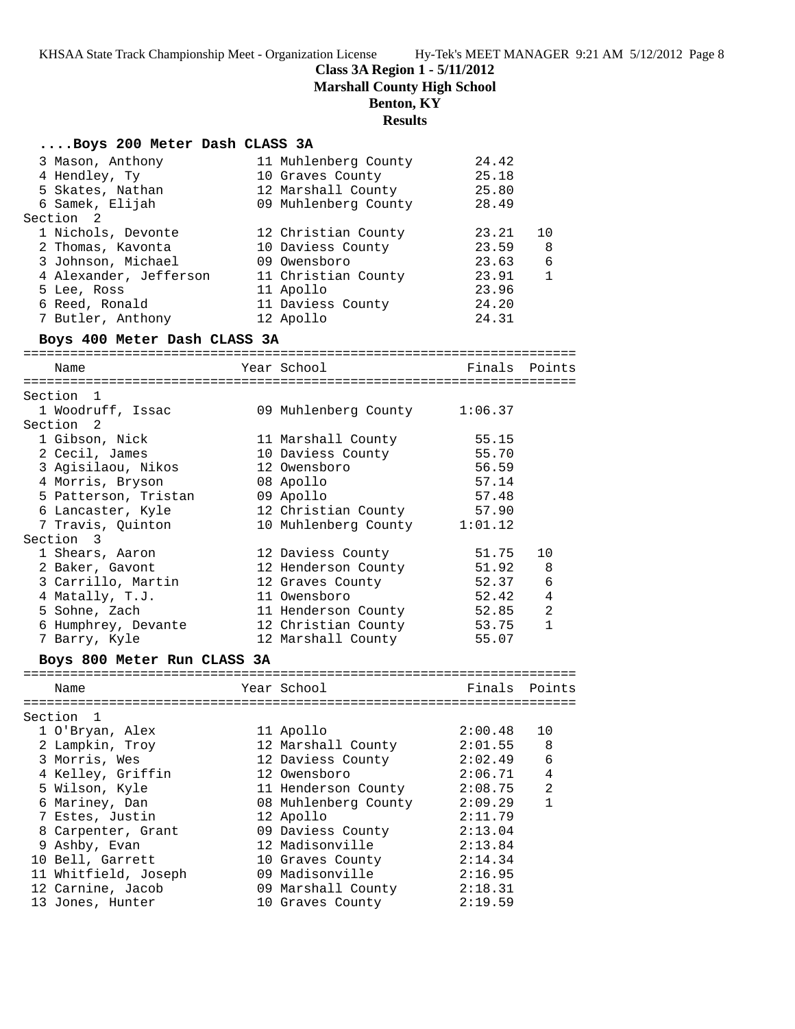**Class 3A Region 1 - 5/11/2012**
**Marshall County High School**
**Benton, KY**
**Results**

## ....Boys 200 Meter Dash CLASS 3A

| Name | Year | School | Finals | Points |
|---|---|---|---|---|
| 3 Mason, Anthony | 11 | Muhlenberg County | 24.42 | |
| 4 Hendley, Ty | 10 | Graves County | 25.18 | |
| 5 Skates, Nathan | 12 | Marshall County | 25.80 | |
| 6 Samek, Elijah | 09 | Muhlenberg County | 28.49 | |
| **Section 2** | | | | |
| 1 Nichols, Devonte | 12 | Christian County | 23.21 | 10 |
| 2 Thomas, Kavonta | 10 | Daviess County | 23.59 | 8 |
| 3 Johnson, Michael | 09 | Owensboro | 23.63 | 6 |
| 4 Alexander, Jefferson | 11 | Christian County | 23.91 | 1 |
| 5 Lee, Ross | 11 | Apollo | 23.96 | |
| 6 Reed, Ronald | 11 | Daviess County | 24.20 | |
| 7 Butler, Anthony | 12 | Apollo | 24.31 | |

## Boys 400 Meter Dash CLASS 3A

| Name | Year | School | Finals | Points |
|---|---|---|---|---|
| **Section 1** | | | | |
| 1 Woodruff, Issac | 09 | Muhlenberg County | 1:06.37 | |
| **Section 2** | | | | |
| 1 Gibson, Nick | 11 | Marshall County | 55.15 | |
| 2 Cecil, James | 10 | Daviess County | 55.70 | |
| 3 Agisilaou, Nikos | 12 | Owensboro | 56.59 | |
| 4 Morris, Bryson | 08 | Apollo | 57.14 | |
| 5 Patterson, Tristan | 09 | Apollo | 57.48 | |
| 6 Lancaster, Kyle | 12 | Christian County | 57.90 | |
| 7 Travis, Quinton | 10 | Muhlenberg County | 1:01.12 | |
| **Section 3** | | | | |
| 1 Shears, Aaron | 12 | Daviess County | 51.75 | 10 |
| 2 Baker, Gavont | 12 | Henderson County | 51.92 | 8 |
| 3 Carrillo, Martin | 12 | Graves County | 52.37 | 6 |
| 4 Matally, T.J. | 11 | Owensboro | 52.42 | 4 |
| 5 Sohne, Zach | 11 | Henderson County | 52.85 | 2 |
| 6 Humphrey, Devante | 12 | Christian County | 53.75 | 1 |
| 7 Barry, Kyle | 12 | Marshall County | 55.07 | |

## Boys 800 Meter Run CLASS 3A

| Name | Year | School | Finals | Points |
|---|---|---|---|---|
| **Section 1** | | | | |
| 1 O'Bryan, Alex | 11 | Apollo | 2:00.48 | 10 |
| 2 Lampkin, Troy | 12 | Marshall County | 2:01.55 | 8 |
| 3 Morris, Wes | 12 | Daviess County | 2:02.49 | 6 |
| 4 Kelley, Griffin | 12 | Owensboro | 2:06.71 | 4 |
| 5 Wilson, Kyle | 11 | Henderson County | 2:08.75 | 2 |
| 6 Mariney, Dan | 08 | Muhlenberg County | 2:09.29 | 1 |
| 7 Estes, Justin | 12 | Apollo | 2:11.79 | |
| 8 Carpenter, Grant | 09 | Daviess County | 2:13.04 | |
| 9 Ashby, Evan | 12 | Madisonville | 2:13.84 | |
| 10 Bell, Garrett | 10 | Graves County | 2:14.34 | |
| 11 Whitfield, Joseph | 09 | Madisonville | 2:16.95 | |
| 12 Carnine, Jacob | 09 | Marshall County | 2:18.31 | |
| 13 Jones, Hunter | 10 | Graves County | 2:19.59 | |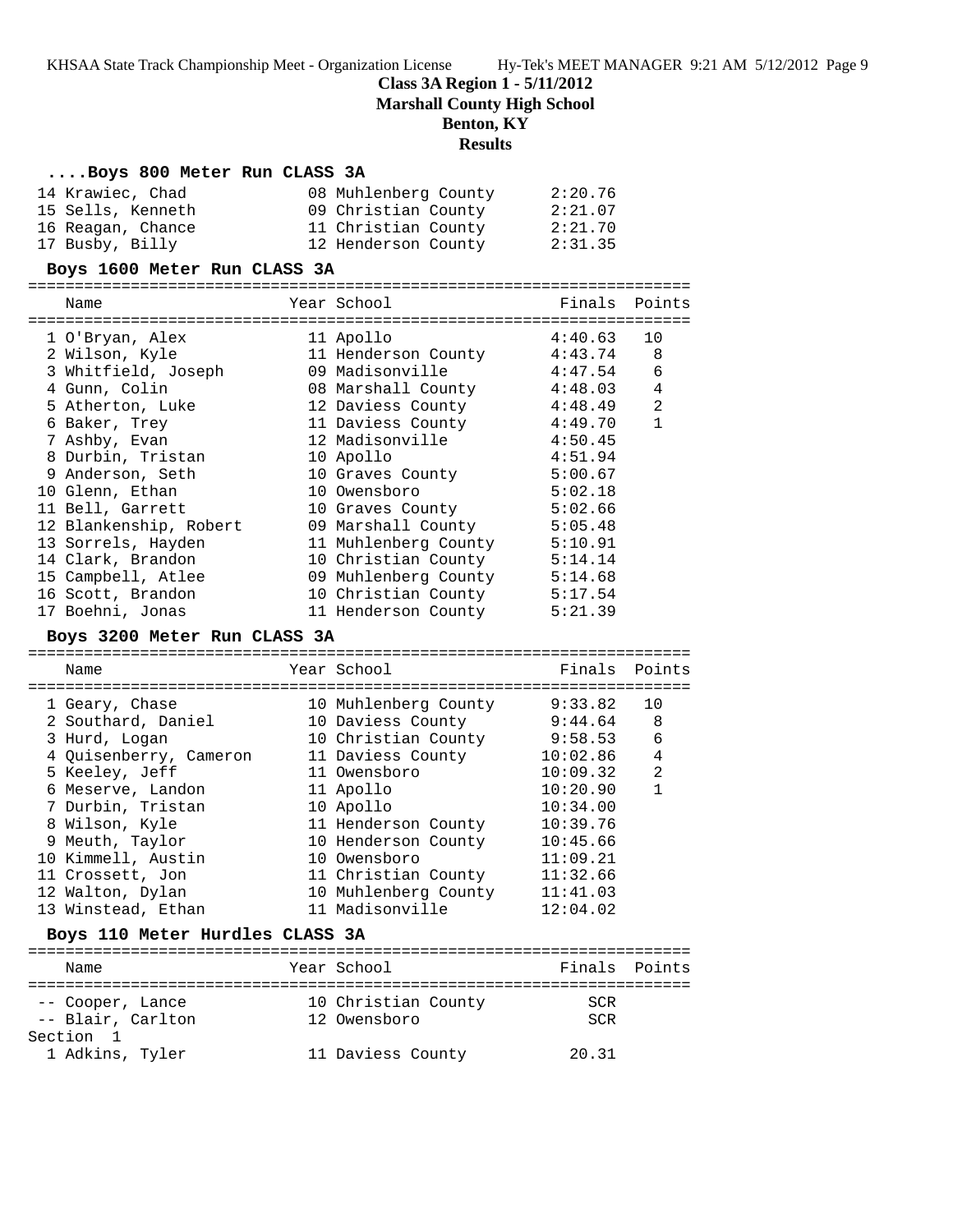**Class 3A Region 1 - 5/11/2012**
**Marshall County High School**
**Benton, KY**
**Results**

### ....Boys 800 Meter Run CLASS 3A

| Name | Year | School | Finals | Points |
|---|---|---|---|---|
| 14 Krawiec, Chad | 08 | Muhlenberg County | 2:20.76 | |
| 15 Sells, Kenneth | 09 | Christian County | 2:21.07 | |
| 16 Reagan, Chance | 11 | Christian County | 2:21.70 | |
| 17 Busby, Billy | 12 | Henderson County | 2:31.35 | |

### Boys 1600 Meter Run CLASS 3A

| Name | Year | School | Finals | Points |
|---|---|---|---|---|
| 1 O'Bryan, Alex | 11 | Apollo | 4:40.63 | 10 |
| 2 Wilson, Kyle | 11 | Henderson County | 4:43.74 | 8 |
| 3 Whitfield, Joseph | 09 | Madisonville | 4:47.54 | 6 |
| 4 Gunn, Colin | 08 | Marshall County | 4:48.03 | 4 |
| 5 Atherton, Luke | 12 | Daviess County | 4:48.49 | 2 |
| 6 Baker, Trey | 11 | Daviess County | 4:49.70 | 1 |
| 7 Ashby, Evan | 12 | Madisonville | 4:50.45 | |
| 8 Durbin, Tristan | 10 | Apollo | 4:51.94 | |
| 9 Anderson, Seth | 10 | Graves County | 5:00.67 | |
| 10 Glenn, Ethan | 10 | Owensboro | 5:02.18 | |
| 11 Bell, Garrett | 10 | Graves County | 5:02.66 | |
| 12 Blankenship, Robert | 09 | Marshall County | 5:05.48 | |
| 13 Sorrels, Hayden | 11 | Muhlenberg County | 5:10.91 | |
| 14 Clark, Brandon | 10 | Christian County | 5:14.14 | |
| 15 Campbell, Atlee | 09 | Muhlenberg County | 5:14.68 | |
| 16 Scott, Brandon | 10 | Christian County | 5:17.54 | |
| 17 Boehni, Jonas | 11 | Henderson County | 5:21.39 | |

### Boys 3200 Meter Run CLASS 3A

| Name | Year | School | Finals | Points |
|---|---|---|---|---|
| 1 Geary, Chase | 10 | Muhlenberg County | 9:33.82 | 10 |
| 2 Southard, Daniel | 10 | Daviess County | 9:44.64 | 8 |
| 3 Hurd, Logan | 10 | Christian County | 9:58.53 | 6 |
| 4 Quisenberry, Cameron | 11 | Daviess County | 10:02.86 | 4 |
| 5 Keeley, Jeff | 11 | Owensboro | 10:09.32 | 2 |
| 6 Meserve, Landon | 11 | Apollo | 10:20.90 | 1 |
| 7 Durbin, Tristan | 10 | Apollo | 10:34.00 | |
| 8 Wilson, Kyle | 11 | Henderson County | 10:39.76 | |
| 9 Meuth, Taylor | 10 | Henderson County | 10:45.66 | |
| 10 Kimmell, Austin | 10 | Owensboro | 11:09.21 | |
| 11 Crossett, Jon | 11 | Christian County | 11:32.66 | |
| 12 Walton, Dylan | 10 | Muhlenberg County | 11:41.03 | |
| 13 Winstead, Ethan | 11 | Madisonville | 12:04.02 | |

### Boys 110 Meter Hurdles CLASS 3A

| Name | Year | School | Finals | Points |
|---|---|---|---|---|
| -- Cooper, Lance | 10 | Christian County | SCR | |
| -- Blair, Carlton | 12 | Owensboro | SCR | |
| Section 1 | | | | |
| 1 Adkins, Tyler | 11 | Daviess County | 20.31 | |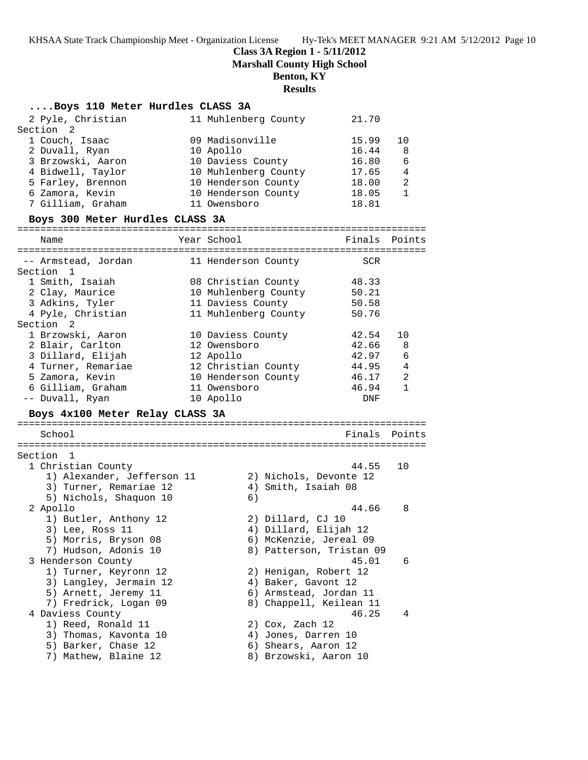**Class 3A Region 1 - 5/11/2012**

**Marshall County High School**

**Benton, KY**

**Results**

### ....Boys 110 Meter Hurdles CLASS 3A

| Place | Name | Year | School | Finals | Points |
|---|---|---|---|---|---|
| 2 | Pyle, Christian | 11 | Muhlenberg County | 21.70 | |
| **Section 2** | | | | | |
| 1 | Couch, Isaac | 09 | Madisonville | 15.99 | 10 |
| 2 | Duvall, Ryan | 10 | Apollo | 16.44 | 8 |
| 3 | Brzowski, Aaron | 10 | Daviess County | 16.80 | 6 |
| 4 | Bidwell, Taylor | 10 | Muhlenberg County | 17.65 | 4 |
| 5 | Farley, Brennon | 10 | Henderson County | 18.00 | 2 |
| 6 | Zamora, Kevin | 10 | Henderson County | 18.05 | 1 |
| 7 | Gilliam, Graham | 11 | Owensboro | 18.81 | |

### Boys 300 Meter Hurdles CLASS 3A

| Place | Name | Year | School | Finals | Points |
|---|---|---|---|---|---|
| -- | Armstead, Jordan | 11 | Henderson County | SCR | |
| **Section 1** | | | | | |
| 1 | Smith, Isaiah | 08 | Christian County | 48.33 | |
| 2 | Clay, Maurice | 10 | Muhlenberg County | 50.21 | |
| 3 | Adkins, Tyler | 11 | Daviess County | 50.58 | |
| 4 | Pyle, Christian | 11 | Muhlenberg County | 50.76 | |
| **Section 2** | | | | | |
| 1 | Brzowski, Aaron | 10 | Daviess County | 42.54 | 10 |
| 2 | Blair, Carlton | 12 | Owensboro | 42.66 | 8 |
| 3 | Dillard, Elijah | 12 | Apollo | 42.97 | 6 |
| 4 | Turner, Remariae | 12 | Christian County | 44.95 | 4 |
| 5 | Zamora, Kevin | 10 | Henderson County | 46.17 | 2 |
| 6 | Gilliam, Graham | 11 | Owensboro | 46.94 | 1 |
| -- | Duvall, Ryan | 10 | Apollo | DNF | |

### Boys 4x100 Meter Relay CLASS 3A

| Place | School | Finals | Points |
|---|---|---|---|
| **Section 1** | | | |
| 1 | Christian County | 44.55 | 10 |
| 2 | Apollo | 44.66 | 8 |
| 3 | Henderson County | 45.01 | 6 |
| 4 | Daviess County | 46.25 | 4 |

**1 Christian County** — 44.55 — 10
1) Alexander, Jefferson 11, 2) Nichols, Devonte 12, 3) Turner, Remariae 12, 4) Smith, Isaiah 08, 5) Nichols, Shaquon 10, 6)

**2 Apollo** — 44.66 — 8
1) Butler, Anthony 12, 2) Dillard, CJ 10, 3) Lee, Ross 11, 4) Dillard, Elijah 12, 5) Morris, Bryson 08, 6) McKenzie, Jereal 09, 7) Hudson, Adonis 10, 8) Patterson, Tristan 09

**3 Henderson County** — 45.01 — 6
1) Turner, Keyronn 12, 2) Henigan, Robert 12, 3) Langley, Jermain 12, 4) Baker, Gavont 12, 5) Arnett, Jeremy 11, 6) Armstead, Jordan 11, 7) Fredrick, Logan 09, 8) Chappell, Keilean 11

**4 Daviess County** — 46.25 — 4
1) Reed, Ronald 11, 2) Cox, Zach 12, 3) Thomas, Kavonta 10, 4) Jones, Darren 10, 5) Barker, Chase 12, 6) Shears, Aaron 12, 7) Mathew, Blaine 12, 8) Brzowski, Aaron 10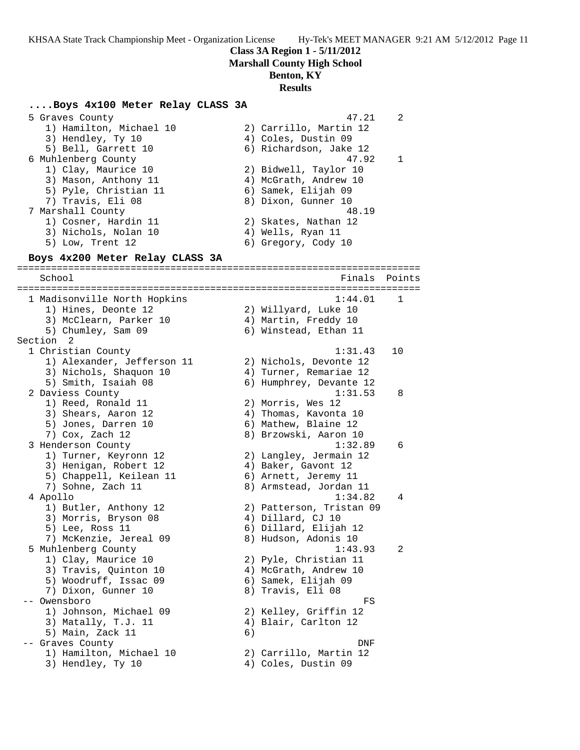**Class 3A Region 1 - 5/11/2012**
**Marshall County High School**
**Benton, KY**
**Results**

### ....Boys 4x100 Meter Relay CLASS 3A

```
  5 Graves County                                     47.21    2
     1) Hamilton, Michael 10            2) Carrillo, Martin 12
     3) Hendley, Ty 10                  4) Coles, Dustin 09
     5) Bell, Garrett 10                6) Richardson, Jake 12
  6 Muhlenberg County                                 47.92    1
     1) Clay, Maurice 10                2) Bidwell, Taylor 10
     3) Mason, Anthony 11               4) McGrath, Andrew 10
     5) Pyle, Christian 11              6) Samek, Elijah 09
     7) Travis, Eli 08                  8) Dixon, Gunner 10
  7 Marshall County                                   48.19
     1) Cosner, Hardin 11               2) Skates, Nathan 12
     3) Nichols, Nolan 10               4) Wells, Ryan 11
     5) Low, Trent 12                   6) Gregory, Cody 10
```

### Boys 4x200 Meter Relay CLASS 3A

```
=======================================================================
    School                                               Finals  Points
=======================================================================
  1 Madisonville North Hopkins                          1:44.01    1
     1) Hines, Deonte 12                2) Willyard, Luke 10
     3) McClearn, Parker 10             4) Martin, Freddy 10
     5) Chumley, Sam 09                 6) Winstead, Ethan 11
Section  2
  1 Christian County                                    1:31.43   10
     1) Alexander, Jefferson 11         2) Nichols, Devonte 12
     3) Nichols, Shaquon 10             4) Turner, Remariae 12
     5) Smith, Isaiah 08                6) Humphrey, Devante 12
  2 Daviess County                                      1:31.53    8
     1) Reed, Ronald 11                 2) Morris, Wes 12
     3) Shears, Aaron 12                4) Thomas, Kavonta 10
     5) Jones, Darren 10                6) Mathew, Blaine 12
     7) Cox, Zach 12                    8) Brzowski, Aaron 10
  3 Henderson County                                    1:32.89    6
     1) Turner, Keyronn 12              2) Langley, Jermain 12
     3) Henigan, Robert 12              4) Baker, Gavont 12
     5) Chappell, Keilean 11            6) Arnett, Jeremy 11
     7) Sohne, Zach 11                  8) Armstead, Jordan 11
  4 Apollo                                              1:34.82    4
     1) Butler, Anthony 12              2) Patterson, Tristan 09
     3) Morris, Bryson 08               4) Dillard, CJ 10
     5) Lee, Ross 11                    6) Dillard, Elijah 12
     7) McKenzie, Jereal 09             8) Hudson, Adonis 10
  5 Muhlenberg County                                   1:43.93    2
     1) Clay, Maurice 10                2) Pyle, Christian 11
     3) Travis, Quinton 10              4) McGrath, Andrew 10
     5) Woodruff, Issac 09              6) Samek, Elijah 09
     7) Dixon, Gunner 10                8) Travis, Eli 08
 -- Owensboro                                                FS
     1) Johnson, Michael 09             2) Kelley, Griffin 12
     3) Matally, T.J. 11                4) Blair, Carlton 12
     5) Main, Zack 11                   6)
 -- Graves County                                           DNF
     1) Hamilton, Michael 10            2) Carrillo, Martin 12
     3) Hendley, Ty 10                  4) Coles, Dustin 09
```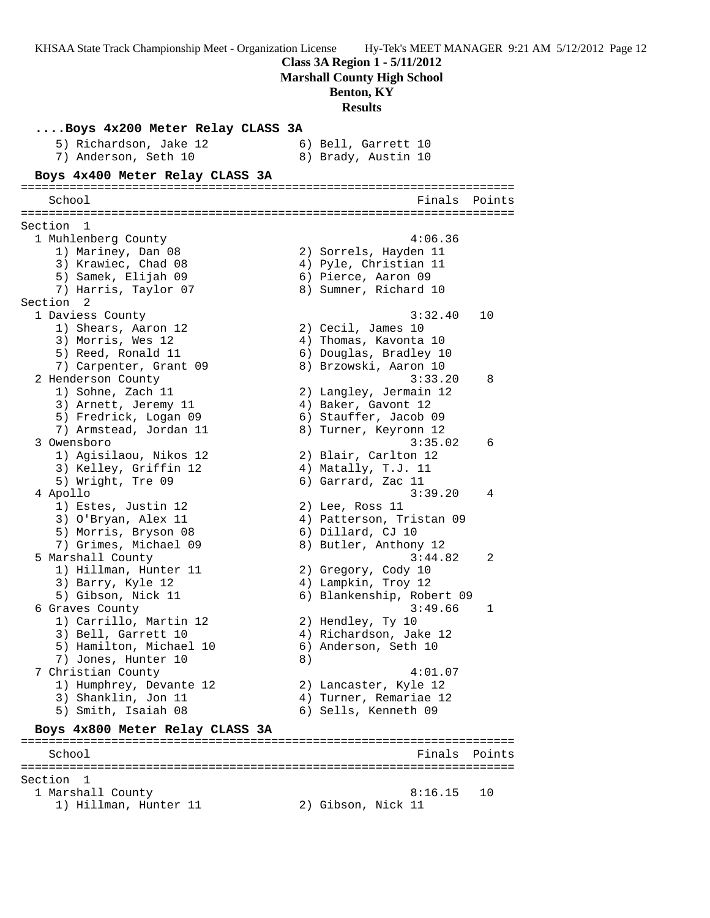**Class 3A Region 1 - 5/11/2012**
**Marshall County High School**
**Benton, KY**
**Results**

### ....Boys 4x200 Meter Relay CLASS 3A

```
    5) Richardson, Jake 12            6) Bell, Garrett 10
    7) Anderson, Seth 10              8) Brady, Austin 10
```

### Boys 4x400 Meter Relay CLASS 3A

```
=======================================================================
   School                                            Finals  Points
=======================================================================
Section  1
  1 Muhlenberg County                                 4:06.36
     1) Mariney, Dan 08                2) Sorrels, Hayden 11
     3) Krawiec, Chad 08               4) Pyle, Christian 11
     5) Samek, Elijah 09               6) Pierce, Aaron 09
     7) Harris, Taylor 07              8) Sumner, Richard 10
Section  2
  1 Daviess County                                    3:32.40   10
     1) Shears, Aaron 12               2) Cecil, James 10
     3) Morris, Wes 12                 4) Thomas, Kavonta 10
     5) Reed, Ronald 11                6) Douglas, Bradley 10
     7) Carpenter, Grant 09            8) Brzowski, Aaron 10
  2 Henderson County                                  3:33.20    8
     1) Sohne, Zach 11                 2) Langley, Jermain 12
     3) Arnett, Jeremy 11              4) Baker, Gavont 12
     5) Fredrick, Logan 09             6) Stauffer, Jacob 09
     7) Armstead, Jordan 11            8) Turner, Keyronn 12
  3 Owensboro                                         3:35.02    6
     1) Agisilaou, Nikos 12            2) Blair, Carlton 12
     3) Kelley, Griffin 12             4) Matally, T.J. 11
     5) Wright, Tre 09                 6) Garrard, Zac 11
  4 Apollo                                            3:39.20    4
     1) Estes, Justin 12               2) Lee, Ross 11
     3) O'Bryan, Alex 11               4) Patterson, Tristan 09
     5) Morris, Bryson 08              6) Dillard, CJ 10
     7) Grimes, Michael 09             8) Butler, Anthony 12
  5 Marshall County                                   3:44.82    2
     1) Hillman, Hunter 11             2) Gregory, Cody 10
     3) Barry, Kyle 12                 4) Lampkin, Troy 12
     5) Gibson, Nick 11                6) Blankenship, Robert 09
  6 Graves County                                     3:49.66    1
     1) Carrillo, Martin 12            2) Hendley, Ty 10
     3) Bell, Garrett 10               4) Richardson, Jake 12
     5) Hamilton, Michael 10           6) Anderson, Seth 10
     7) Jones, Hunter 10               8)
  7 Christian County                                  4:01.07
     1) Humphrey, Devante 12           2) Lancaster, Kyle 12
     3) Shanklin, Jon 11               4) Turner, Remariae 12
     5) Smith, Isaiah 08               6) Sells, Kenneth 09
```

### Boys 4x800 Meter Relay CLASS 3A

```
=======================================================================
   School                                            Finals  Points
=======================================================================
Section  1
  1 Marshall County                                   8:16.15   10
     1) Hillman, Hunter 11             2) Gibson, Nick 11
```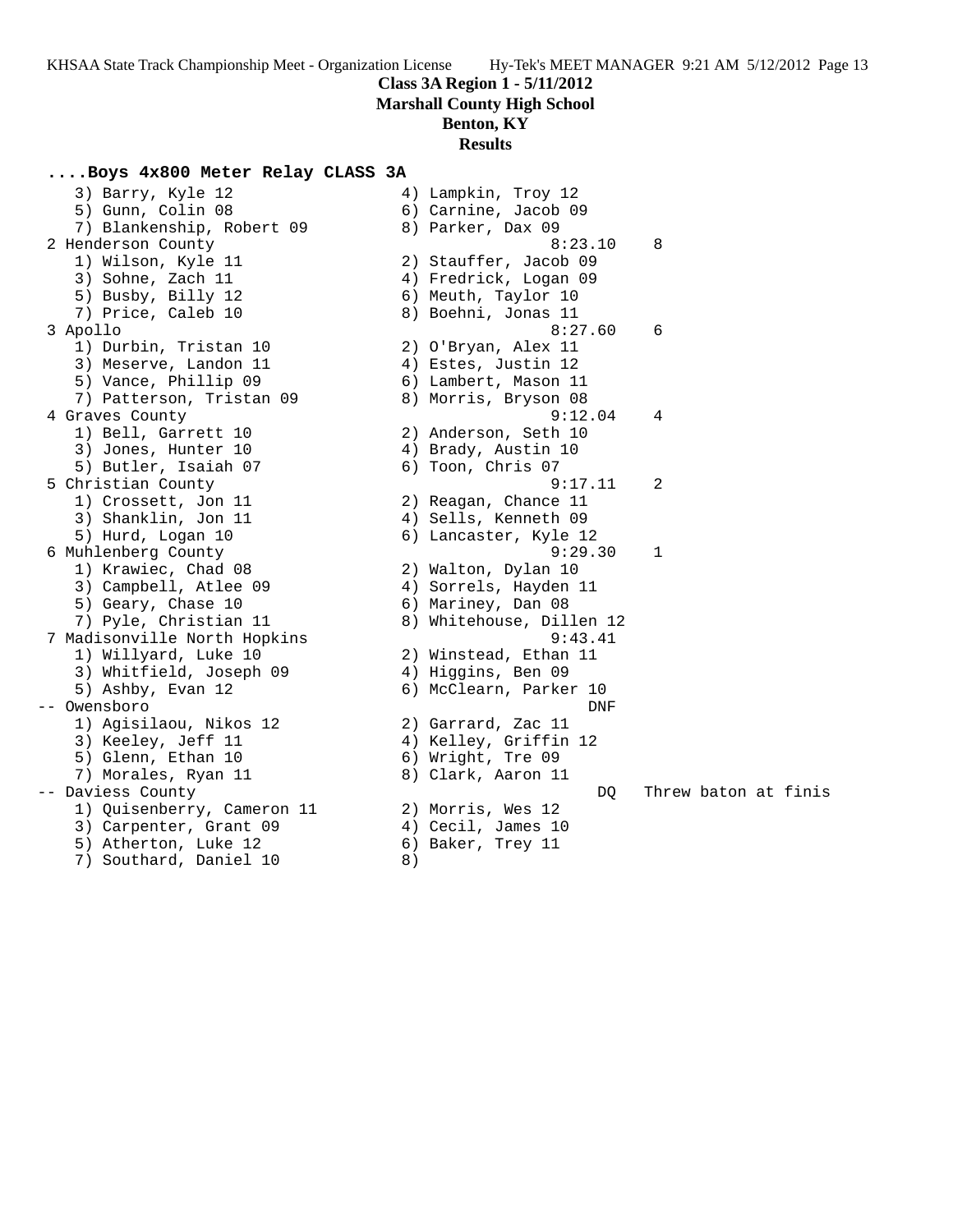**Class 3A Region 1 - 5/11/2012**
**Marshall County High School**
**Benton, KY**
**Results**

### ....Boys 4x800 Meter Relay CLASS 3A

```
   3) Barry, Kyle 12                  4) Lampkin, Troy 12
   5) Gunn, Colin 08                  6) Carnine, Jacob 09
   7) Blankenship, Robert 09          8) Parker, Dax 09
 2 Henderson County                             8:23.10    8
   1) Wilson, Kyle 11                 2) Stauffer, Jacob 09
   3) Sohne, Zach 11                  4) Fredrick, Logan 09
   5) Busby, Billy 12                 6) Meuth, Taylor 10
   7) Price, Caleb 10                 8) Boehni, Jonas 11
 3 Apollo                                       8:27.60    6
   1) Durbin, Tristan 10              2) O'Bryan, Alex 11
   3) Meserve, Landon 11              4) Estes, Justin 12
   5) Vance, Phillip 09               6) Lambert, Mason 11
   7) Patterson, Tristan 09           8) Morris, Bryson 08
 4 Graves County                                9:12.04    4
   1) Bell, Garrett 10                2) Anderson, Seth 10
   3) Jones, Hunter 10                4) Brady, Austin 10
   5) Butler, Isaiah 07               6) Toon, Chris 07
 5 Christian County                             9:17.11    2
   1) Crossett, Jon 11                2) Reagan, Chance 11
   3) Shanklin, Jon 11                4) Sells, Kenneth 09
   5) Hurd, Logan 10                  6) Lancaster, Kyle 12
 6 Muhlenberg County                            9:29.30    1
   1) Krawiec, Chad 08                2) Walton, Dylan 10
   3) Campbell, Atlee 09              4) Sorrels, Hayden 11
   5) Geary, Chase 10                 6) Mariney, Dan 08
   7) Pyle, Christian 11              8) Whitehouse, Dillen 12
 7 Madisonville North Hopkins                   9:43.41
   1) Willyard, Luke 10               2) Winstead, Ethan 11
   3) Whitfield, Joseph 09            4) Higgins, Ben 09
   5) Ashby, Evan 12                  6) McClearn, Parker 10
-- Owensboro                                        DNF
   1) Agisilaou, Nikos 12             2) Garrard, Zac 11
   3) Keeley, Jeff 11                 4) Kelley, Griffin 12
   5) Glenn, Ethan 10                 6) Wright, Tre 09
   7) Morales, Ryan 11                8) Clark, Aaron 11
-- Daviess County                                    DQ   Threw baton at finis
   1) Quisenberry, Cameron 11         2) Morris, Wes 12
   3) Carpenter, Grant 09             4) Cecil, James 10
   5) Atherton, Luke 12               6) Baker, Trey 11
   7) Southard, Daniel 10             8)
```